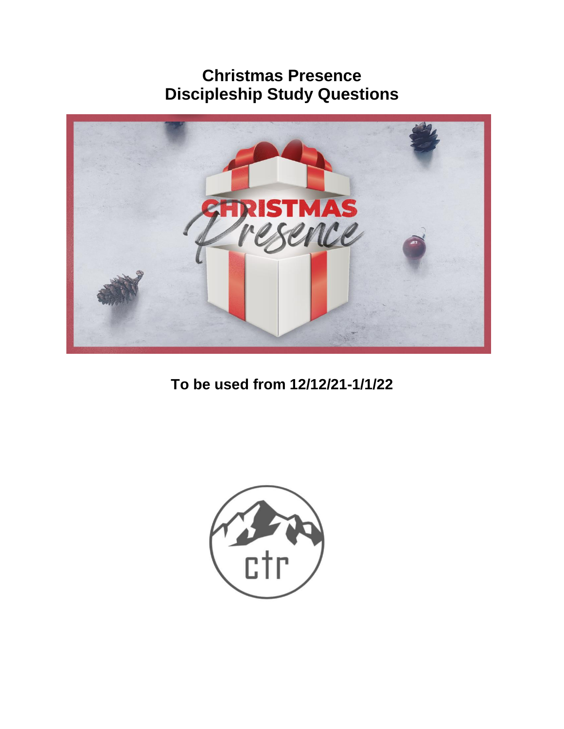# Christmas Presence
# Discipleship Study Questions

**To be used from 12/12/21-1/1/22**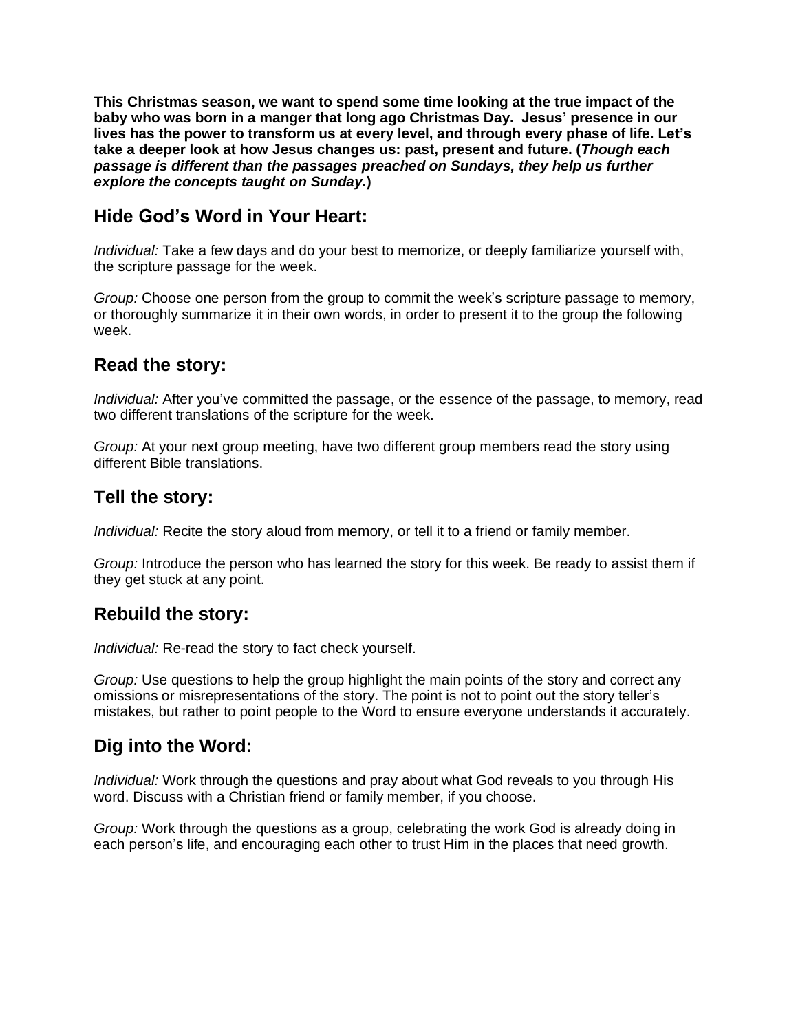**This Christmas season, we want to spend some time looking at the true impact of the baby who was born in a manger that long ago Christmas Day. Jesus' presence in our lives has the power to transform us at every level, and through every phase of life. Let's take a deeper look at how Jesus changes us: past, present and future. (*Though each passage is different than the passages preached on Sundays, they help us further explore the concepts taught on Sunday.*)**

## Hide God's Word in Your Heart:

*Individual:* Take a few days and do your best to memorize, or deeply familiarize yourself with, the scripture passage for the week.

*Group:* Choose one person from the group to commit the week's scripture passage to memory, or thoroughly summarize it in their own words, in order to present it to the group the following week.

## Read the story:

*Individual:* After you've committed the passage, or the essence of the passage, to memory, read two different translations of the scripture for the week.

*Group:* At your next group meeting, have two different group members read the story using different Bible translations.

## Tell the story:

*Individual:* Recite the story aloud from memory, or tell it to a friend or family member.

*Group:* Introduce the person who has learned the story for this week. Be ready to assist them if they get stuck at any point.

## Rebuild the story:

*Individual:* Re-read the story to fact check yourself.

*Group:* Use questions to help the group highlight the main points of the story and correct any omissions or misrepresentations of the story. The point is not to point out the story teller's mistakes, but rather to point people to the Word to ensure everyone understands it accurately.

## Dig into the Word:

*Individual:* Work through the questions and pray about what God reveals to you through His word. Discuss with a Christian friend or family member, if you choose.

*Group:* Work through the questions as a group, celebrating the work God is already doing in each person's life, and encouraging each other to trust Him in the places that need growth.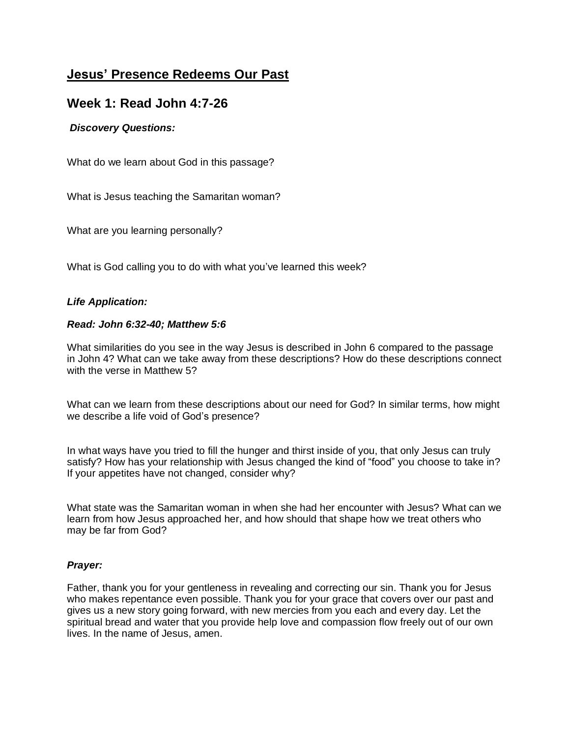## Jesus' Presence Redeems Our Past

## Week 1: Read John 4:7-26

***Discovery Questions:***

What do we learn about God in this passage?

What is Jesus teaching the Samaritan woman?

What are you learning personally?

What is God calling you to do with what you've learned this week?

***Life Application:***

***Read: John 6:32-40; Matthew 5:6***

What similarities do you see in the way Jesus is described in John 6 compared to the passage in John 4? What can we take away from these descriptions? How do these descriptions connect with the verse in Matthew 5?

What can we learn from these descriptions about our need for God? In similar terms, how might we describe a life void of God's presence?

In what ways have you tried to fill the hunger and thirst inside of you, that only Jesus can truly satisfy? How has your relationship with Jesus changed the kind of "food" you choose to take in? If your appetites have not changed, consider why?

What state was the Samaritan woman in when she had her encounter with Jesus? What can we learn from how Jesus approached her, and how should that shape how we treat others who may be far from God?

***Prayer:***

Father, thank you for your gentleness in revealing and correcting our sin. Thank you for Jesus who makes repentance even possible. Thank you for your grace that covers over our past and gives us a new story going forward, with new mercies from you each and every day. Let the spiritual bread and water that you provide help love and compassion flow freely out of our own lives. In the name of Jesus, amen.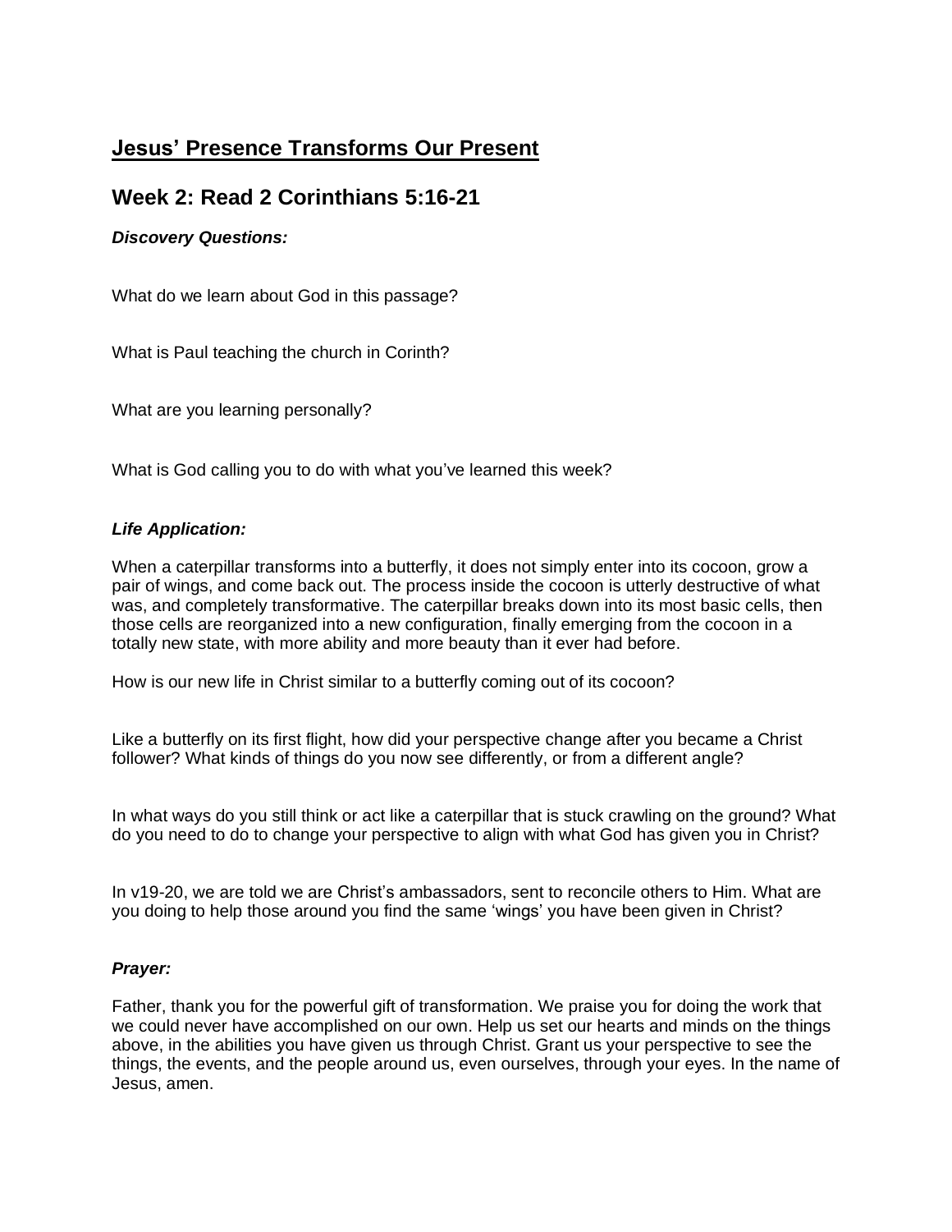## <u>Jesus' Presence Transforms Our Present</u>

## Week 2: Read 2 Corinthians 5:16-21

***Discovery Questions:***

What do we learn about God in this passage?

What is Paul teaching the church in Corinth?

What are you learning personally?

What is God calling you to do with what you've learned this week?

***Life Application:***

When a caterpillar transforms into a butterfly, it does not simply enter into its cocoon, grow a pair of wings, and come back out. The process inside the cocoon is utterly destructive of what was, and completely transformative. The caterpillar breaks down into its most basic cells, then those cells are reorganized into a new configuration, finally emerging from the cocoon in a totally new state, with more ability and more beauty than it ever had before.

How is our new life in Christ similar to a butterfly coming out of its cocoon?

Like a butterfly on its first flight, how did your perspective change after you became a Christ follower? What kinds of things do you now see differently, or from a different angle?

In what ways do you still think or act like a caterpillar that is stuck crawling on the ground? What do you need to do to change your perspective to align with what God has given you in Christ?

In v19-20, we are told we are Christ's ambassadors, sent to reconcile others to Him. What are you doing to help those around you find the same 'wings' you have been given in Christ?

***Prayer:***

Father, thank you for the powerful gift of transformation. We praise you for doing the work that we could never have accomplished on our own. Help us set our hearts and minds on the things above, in the abilities you have given us through Christ. Grant us your perspective to see the things, the events, and the people around us, even ourselves, through your eyes. In the name of Jesus, amen.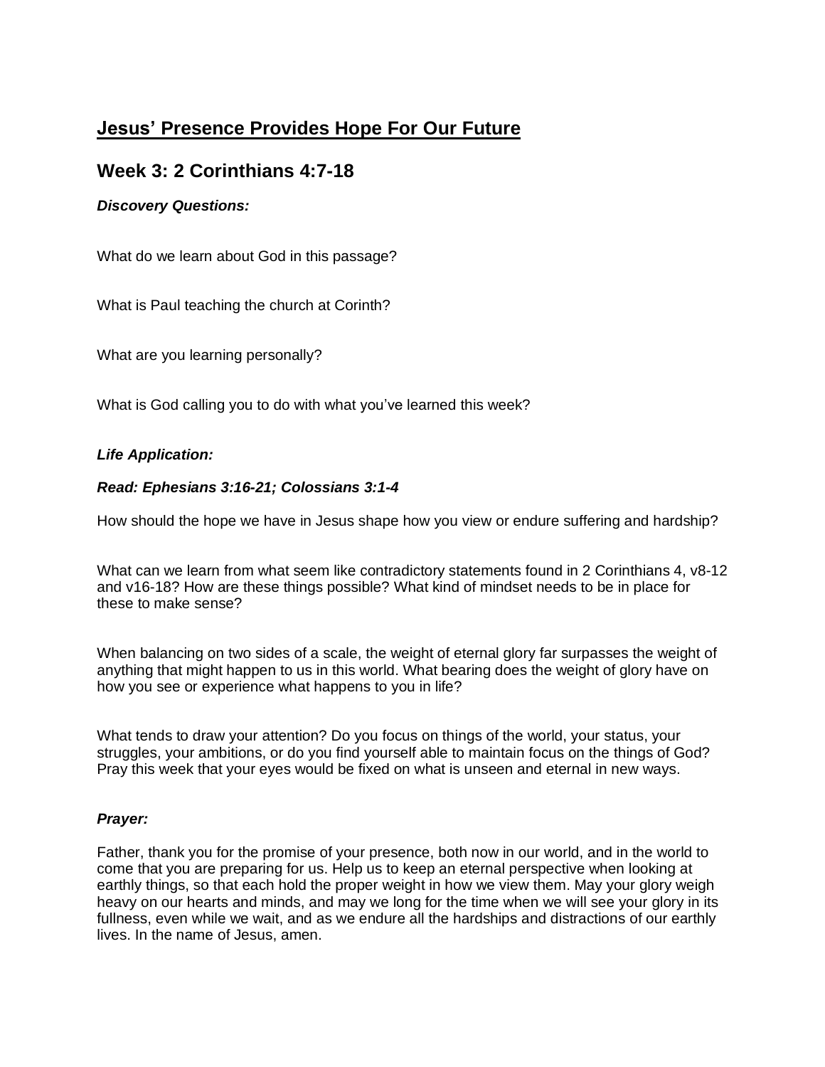# <u>Jesus' Presence Provides Hope For Our Future</u>

## Week 3: 2 Corinthians 4:7-18

***Discovery Questions:***

What do we learn about God in this passage?

What is Paul teaching the church at Corinth?

What are you learning personally?

What is God calling you to do with what you've learned this week?

***Life Application:***

***Read: Ephesians 3:16-21; Colossians 3:1-4***

How should the hope we have in Jesus shape how you view or endure suffering and hardship?

What can we learn from what seem like contradictory statements found in 2 Corinthians 4, v8-12 and v16-18? How are these things possible? What kind of mindset needs to be in place for these to make sense?

When balancing on two sides of a scale, the weight of eternal glory far surpasses the weight of anything that might happen to us in this world. What bearing does the weight of glory have on how you see or experience what happens to you in life?

What tends to draw your attention? Do you focus on things of the world, your status, your struggles, your ambitions, or do you find yourself able to maintain focus on the things of God? Pray this week that your eyes would be fixed on what is unseen and eternal in new ways.

***Prayer:***

Father, thank you for the promise of your presence, both now in our world, and in the world to come that you are preparing for us. Help us to keep an eternal perspective when looking at earthly things, so that each hold the proper weight in how we view them. May your glory weigh heavy on our hearts and minds, and may we long for the time when we will see your glory in its fullness, even while we wait, and as we endure all the hardships and distractions of our earthly lives. In the name of Jesus, amen.